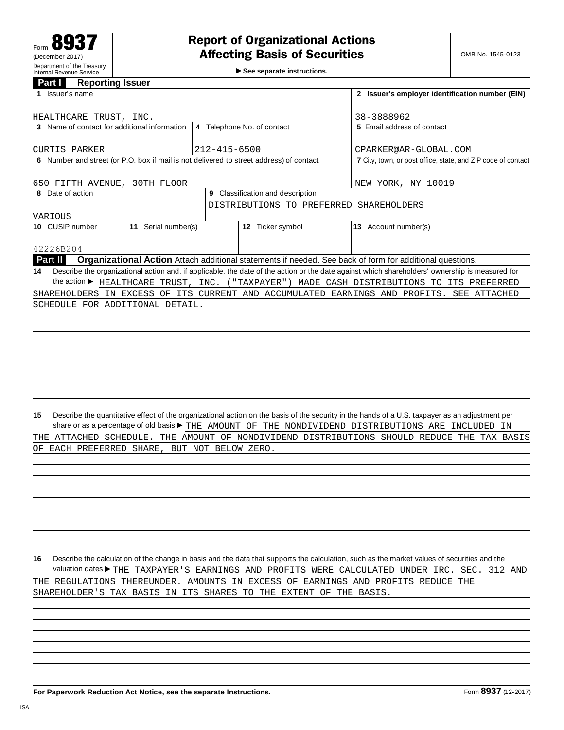Form **8937** (December 2017) Department of the Treasury Internal Revenue Service

# Report of Organizational Actions Affecting Basis of Securities

▶ See separate instructions.

OMB No. 1545-0123

## Part I Reporting Issuer

| | | | |
|---|---|---|---|
| **1** Issuer's name: HEALTHCARE TRUST, INC. | | | **2** Issuer's employer identification number (EIN): 38-3888962 |
| **3** Name of contact for additional information: CURTIS PARKER | **4** Telephone No. of contact: 212-415-6500 | | **5** Email address of contact: CPARKER@AR-GLOBAL.COM |
| **6** Number and street (or P.O. box if mail is not delivered to street address) of contact: 650 FIFTH AVENUE, 30TH FLOOR | | | **7** City, town, or post office, state, and ZIP code of contact: NEW YORK, NY 10019 |
| **8** Date of action: VARIOUS | **9** Classification and description: DISTRIBUTIONS TO PREFERRED SHAREHOLDERS | | |
| **10** CUSIP number: 42226B204 | **11** Serial number(s) | **12** Ticker symbol | **13** Account number(s) |

## Part II Organizational Action

Attach additional statements if needed. See back of form for additional questions.

**14** Describe the organizational action and, if applicable, the date of the action or the date against which shareholders' ownership is measured for the action ▶ HEALTHCARE TRUST, INC. ("TAXPAYER") MADE CASH DISTRIBUTIONS TO ITS PREFERRED SHAREHOLDERS IN EXCESS OF ITS CURRENT AND ACCUMULATED EARNINGS AND PROFITS. SEE ATTACHED SCHEDULE FOR ADDITIONAL DETAIL.

**15** Describe the quantitative effect of the organizational action on the basis of the security in the hands of a U.S. taxpayer as an adjustment per share or as a percentage of old basis ▶ THE AMOUNT OF THE NONDIVIDEND DISTRIBUTIONS ARE INCLUDED IN THE ATTACHED SCHEDULE. THE AMOUNT OF NONDIVIDEND DISTRIBUTIONS SHOULD REDUCE THE TAX BASIS OF EACH PREFERRED SHARE, BUT NOT BELOW ZERO.

**16** Describe the calculation of the change in basis and the data that supports the calculation, such as the market values of securities and the valuation dates ▶ THE TAXPAYER'S EARNINGS AND PROFITS WERE CALCULATED UNDER IRC. SEC. 312 AND THE REGULATIONS THEREUNDER. AMOUNTS IN EXCESS OF EARNINGS AND PROFITS REDUCE THE SHAREHOLDER'S TAX BASIS IN ITS SHARES TO THE EXTENT OF THE BASIS.

**For Paperwork Reduction Act Notice, see the separate Instructions.** Form **8937** (12-2017)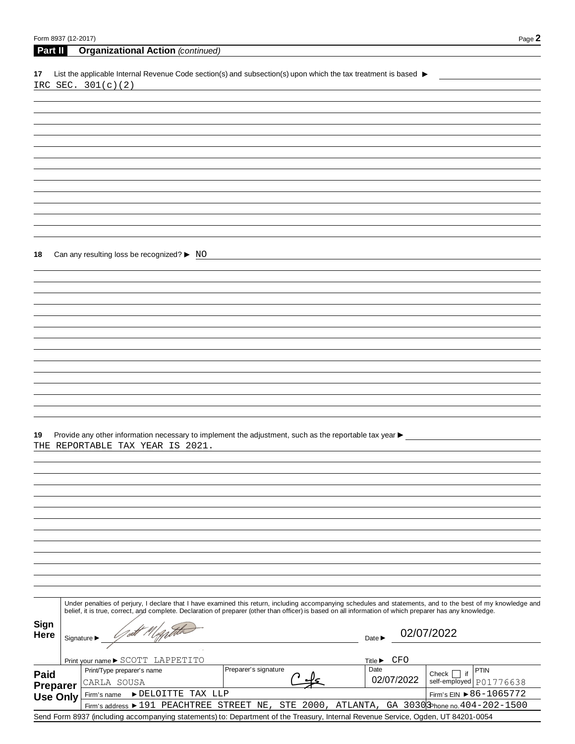## Part II Organizational Action *(continued)*

**17** List the applicable Internal Revenue Code section(s) and subsection(s) upon which the tax treatment is based ►

IRC SEC. 301(c)(2)

**18** Can any resulting loss be recognized? ► NO

**19** Provide any other information necessary to implement the adjustment, such as the reportable tax year ►

THE REPORTABLE TAX YEAR IS 2021.

**Sign Here**

Under penalties of perjury, I declare that I have examined this return, including accompanying schedules and statements, and to the best of my knowledge and belief, it is true, correct, and complete. Declaration of preparer (other than officer) is based on all information of which preparer has any knowledge.

Signature ► [signature] Date ► 02/07/2022

Print your name ► SCOTT LAPPETITO Title ► CFO

**Paid Preparer Use Only**

| Print/Type preparer's name | Preparer's signature | Date | Check ☐ if self-employed | PTIN |
|---|---|---|---|---|
| CARLA SOUSA | [signature] | 02/07/2022 | | P01776638 |
| Firm's name ► DELOITTE TAX LLP | | | Firm's EIN ► 86-1065772 | |
| Firm's address ► 191 PEACHTREE STREET NE, STE 2000, ATLANTA, GA 30303 | | | Phone no. 404-202-1500 | |

Send Form 8937 (including accompanying statements) to: Department of the Treasury, Internal Revenue Service, Ogden, UT 84201-0054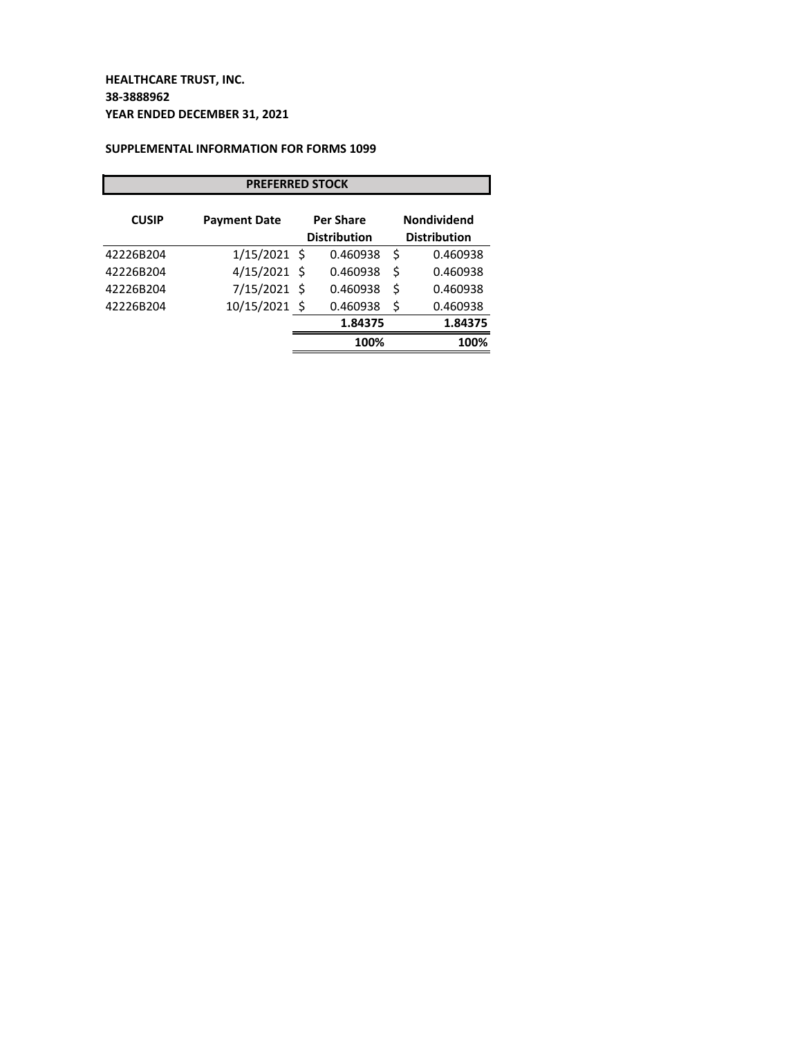**HEALTHCARE TRUST, INC.**
**38-3888962**
**YEAR ENDED DECEMBER 31, 2021**

**SUPPLEMENTAL INFORMATION FOR FORMS 1099**

**PREFERRED STOCK**

| CUSIP | Payment Date | Per Share Distribution | Nondividend Distribution |
|---|---|---|---|
| 42226B204 | 1/15/2021 | $ 0.460938 | $ 0.460938 |
| 42226B204 | 4/15/2021 | $ 0.460938 | $ 0.460938 |
| 42226B204 | 7/15/2021 | $ 0.460938 | $ 0.460938 |
| 42226B204 | 10/15/2021 | $ 0.460938 | $ 0.460938 |
| | | **1.84375** | **1.84375** |
| | | **100%** | **100%** |